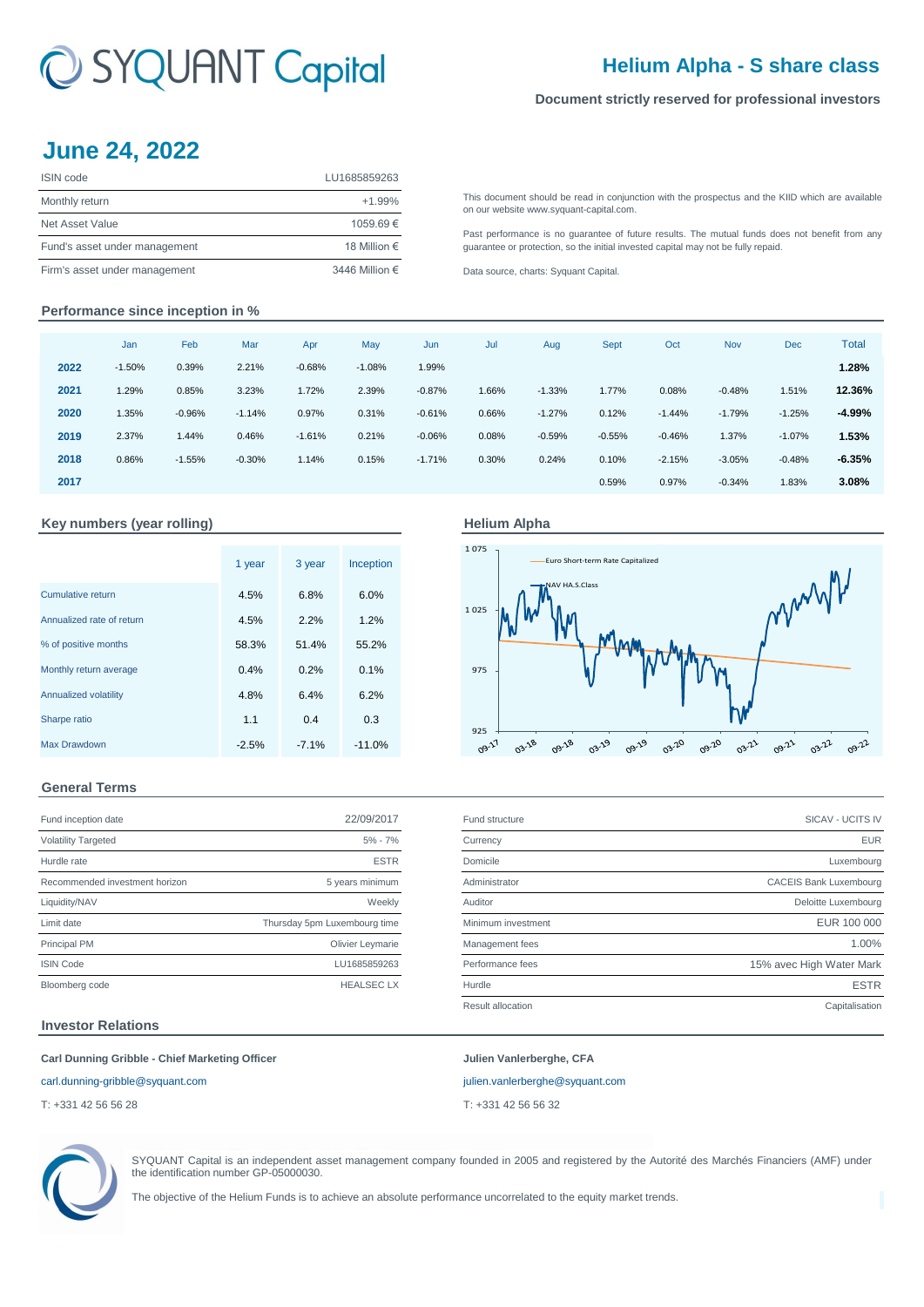# SYQUANT Capital

## Helium Alpha - S share class

**Document strictly reserved for professional investors**

# June 24, 2022

| ISIN code | LU1685859263 |
|---|---|
| Monthly return | +1.99% |
| Net Asset Value | 1059.69 € |
| Fund's asset under management | 18 Million € |
| Firm's asset under management | 3446 Million € |

This document should be read in conjunction with the prospectus and the KIID which are available on our website www.syquant-capital.com.

Past performance is no guarantee of future results. The mutual funds does not benefit from any guarantee or protection, so the initial invested capital may not be fully repaid.

Data source, charts: Syquant Capital.

### Performance since inception in %

| | Jan | Feb | Mar | Apr | May | Jun | Jul | Aug | Sept | Oct | Nov | Dec | Total |
|---|---|---|---|---|---|---|---|---|---|---|---|---|---|
| **2022** | -1.50% | 0.39% | 2.21% | -0.68% | -1.08% | 1.99% | | | | | | | **1.28%** |
| **2021** | 1.29% | 0.85% | 3.23% | 1.72% | 2.39% | -0.87% | 1.66% | -1.33% | 1.77% | 0.08% | -0.48% | 1.51% | **12.36%** |
| **2020** | 1.35% | -0.96% | -1.14% | 0.97% | 0.31% | -0.61% | 0.66% | -1.27% | 0.12% | -1.44% | -1.79% | -1.25% | **-4.99%** |
| **2019** | 2.37% | 1.44% | 0.46% | -1.61% | 0.21% | -0.06% | 0.08% | -0.59% | -0.55% | -0.46% | 1.37% | -1.07% | **1.53%** |
| **2018** | 0.86% | -1.55% | -0.30% | 1.14% | 0.15% | -1.71% | 0.30% | 0.24% | 0.10% | -2.15% | -3.05% | -0.48% | **-6.35%** |
| **2017** | | | | | | | | | 0.59% | 0.97% | -0.34% | 1.83% | **3.08%** |

### Key numbers (year rolling)

| | 1 year | 3 year | Inception |
|---|---|---|---|
| Cumulative return | 4.5% | 6.8% | 6.0% |
| Annualized rate of return | 4.5% | 2.2% | 1.2% |
| % of positive months | 58.3% | 51.4% | 55.2% |
| Monthly return average | 0.4% | 0.2% | 0.1% |
| Annualized volatility | 4.8% | 6.4% | 6.2% |
| Sharpe ratio | 1.1 | 0.4 | 0.3 |
| Max Drawdown | -2.5% | -7.1% | -11.0% |

### Helium Alpha

Euro Short-term Rate Capitalized

NAV HA.S.Class

### General Terms

| Fund inception date | 22/09/2017 |
|---|---|
| Volatility Targeted | 5% - 7% |
| Hurdle rate | ESTR |
| Recommended investment horizon | 5 years minimum |
| Liquidity/NAV | Weekly |
| Limit date | Thursday 5pm Luxembourg time |
| Principal PM | Olivier Leymarie |
| ISIN Code | LU1685859263 |
| Bloomberg code | HEALSEC LX |

| Fund structure | SICAV - UCITS IV |
|---|---|
| Currency | EUR |
| Domicile | Luxembourg |
| Administrator | CACEIS Bank Luxembourg |
| Auditor | Deloitte Luxembourg |
| Minimum investment | EUR 100 000 |
| Management fees | 1.00% |
| Performance fees | 15% avec High Water Mark |
| Hurdle | ESTR |
| Result allocation | Capitalisation |

### Investor Relations

**Carl Dunning Gribble - Chief Marketing Officer**

carl.dunning-gribble@syquant.com

T: +331 42 56 56 28

**Julien Vanlerberghe, CFA**

julien.vanlerberghe@syquant.com

T: +331 42 56 56 32

SYQUANT Capital is an independent asset management company founded in 2005 and registered by the Autorité des Marchés Financiers (AMF) under the identification number GP-05000030.

The objective of the Helium Funds is to achieve an absolute performance uncorrelated to the equity market trends.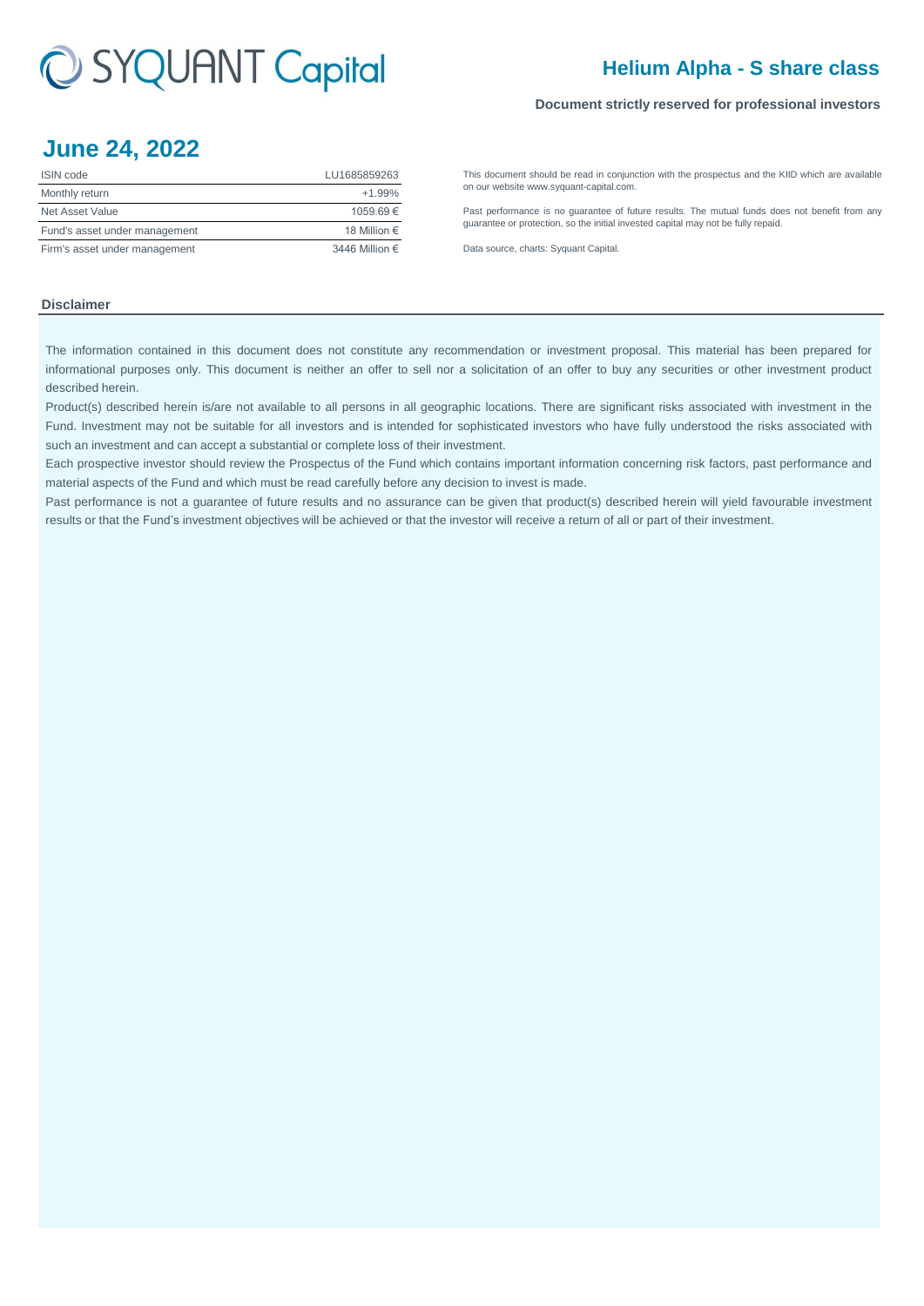# Helium Alpha - S share class

**Document strictly reserved for professional investors**

## June 24, 2022

| ISIN code | LU1685859263 |
|---|---|
| Monthly return | +1.99% |
| Net Asset Value | 1059.69 € |
| Fund's asset under management | 18 Million € |
| Firm's asset under management | 3446 Million € |

This document should be read in conjunction with the prospectus and the KIID which are available on our website www.syquant-capital.com.

Past performance is no guarantee of future results. The mutual funds does not benefit from any guarantee or protection, so the initial invested capital may not be fully repaid.

Data source, charts: Syquant Capital.

### Disclaimer

The information contained in this document does not constitute any recommendation or investment proposal. This material has been prepared for informational purposes only. This document is neither an offer to sell nor a solicitation of an offer to buy any securities or other investment product described herein.

Product(s) described herein is/are not available to all persons in all geographic locations. There are significant risks associated with investment in the Fund. Investment may not be suitable for all investors and is intended for sophisticated investors who have fully understood the risks associated with such an investment and can accept a substantial or complete loss of their investment.

Each prospective investor should review the Prospectus of the Fund which contains important information concerning risk factors, past performance and material aspects of the Fund and which must be read carefully before any decision to invest is made.

Past performance is not a guarantee of future results and no assurance can be given that product(s) described herein will yield favourable investment results or that the Fund's investment objectives will be achieved or that the investor will receive a return of all or part of their investment.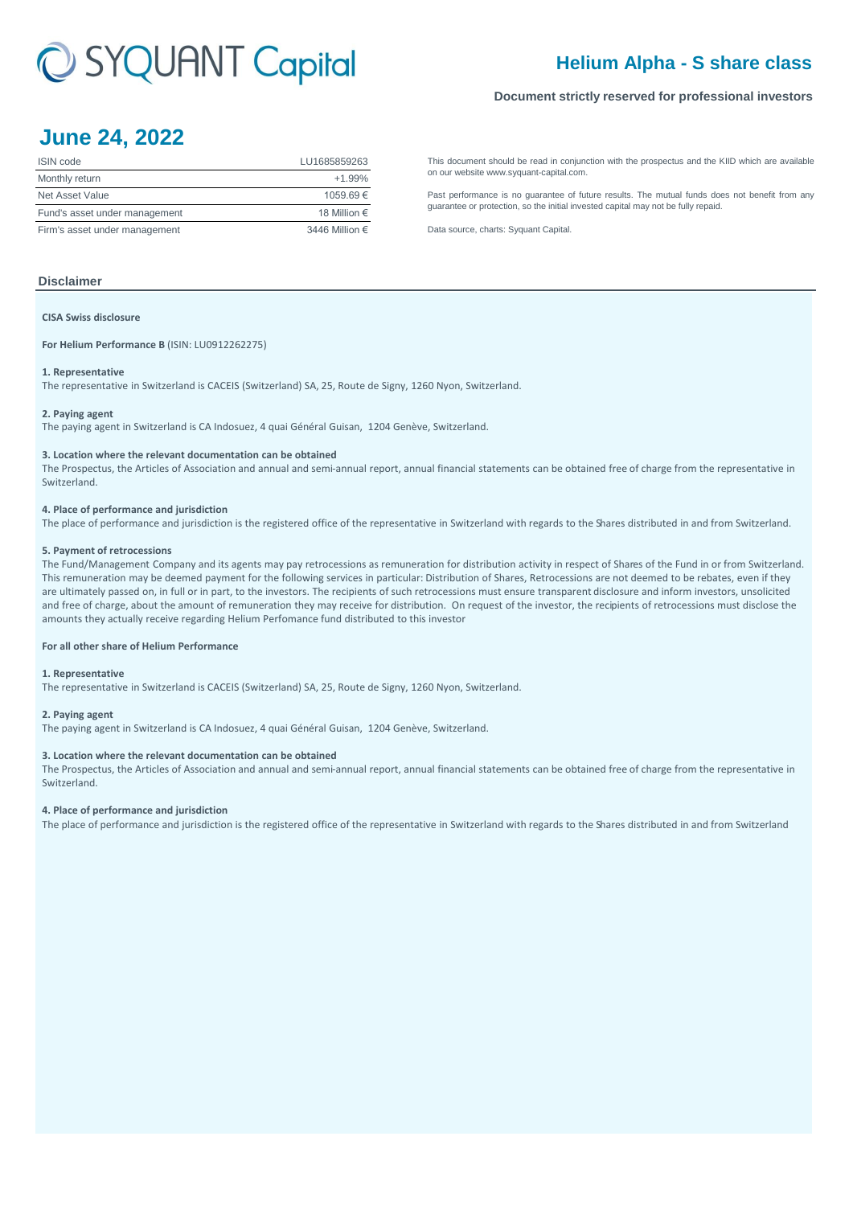# Helium Alpha - S share class

**Document strictly reserved for professional investors**

## June 24, 2022

| | |
|---|---|
| ISIN code | LU1685859263 |
| Monthly return | +1.99% |
| Net Asset Value | 1059.69 € |
| Fund's asset under management | 18 Million € |
| Firm's asset under management | 3446 Million € |

This document should be read in conjunction with the prospectus and the KIID which are available on our website www.syquant-capital.com.

Past performance is no guarantee of future results. The mutual funds does not benefit from any guarantee or protection, so the initial invested capital may not be fully repaid.

Data source, charts: Syquant Capital.

### Disclaimer

**CISA Swiss disclosure**

**For Helium Performance B** (ISIN: LU0912262275)

**1. Representative**
The representative in Switzerland is CACEIS (Switzerland) SA, 25, Route de Signy, 1260 Nyon, Switzerland.

**2. Paying agent**
The paying agent in Switzerland is CA Indosuez, 4 quai Général Guisan, 1204 Genève, Switzerland.

**3. Location where the relevant documentation can be obtained**
The Prospectus, the Articles of Association and annual and semi-annual report, annual financial statements can be obtained free of charge from the representative in Switzerland.

**4. Place of performance and jurisdiction**
The place of performance and jurisdiction is the registered office of the representative in Switzerland with regards to the Shares distributed in and from Switzerland.

**5. Payment of retrocessions**
The Fund/Management Company and its agents may pay retrocessions as remuneration for distribution activity in respect of Shares of the Fund in or from Switzerland. This remuneration may be deemed payment for the following services in particular: Distribution of Shares, Retrocessions are not deemed to be rebates, even if they are ultimately passed on, in full or in part, to the investors. The recipients of such retrocessions must ensure transparent disclosure and inform investors, unsolicited and free of charge, about the amount of remuneration they may receive for distribution. On request of the investor, the recipients of retrocessions must disclose the amounts they actually receive regarding Helium Perfomance fund distributed to this investor

**For all other share of Helium Performance**

**1. Representative**
The representative in Switzerland is CACEIS (Switzerland) SA, 25, Route de Signy, 1260 Nyon, Switzerland.

**2. Paying agent**
The paying agent in Switzerland is CA Indosuez, 4 quai Général Guisan, 1204 Genève, Switzerland.

**3. Location where the relevant documentation can be obtained**
The Prospectus, the Articles of Association and annual and semi-annual report, annual financial statements can be obtained free of charge from the representative in Switzerland.

**4. Place of performance and jurisdiction**
The place of performance and jurisdiction is the registered office of the representative in Switzerland with regards to the Shares distributed in and from Switzerland